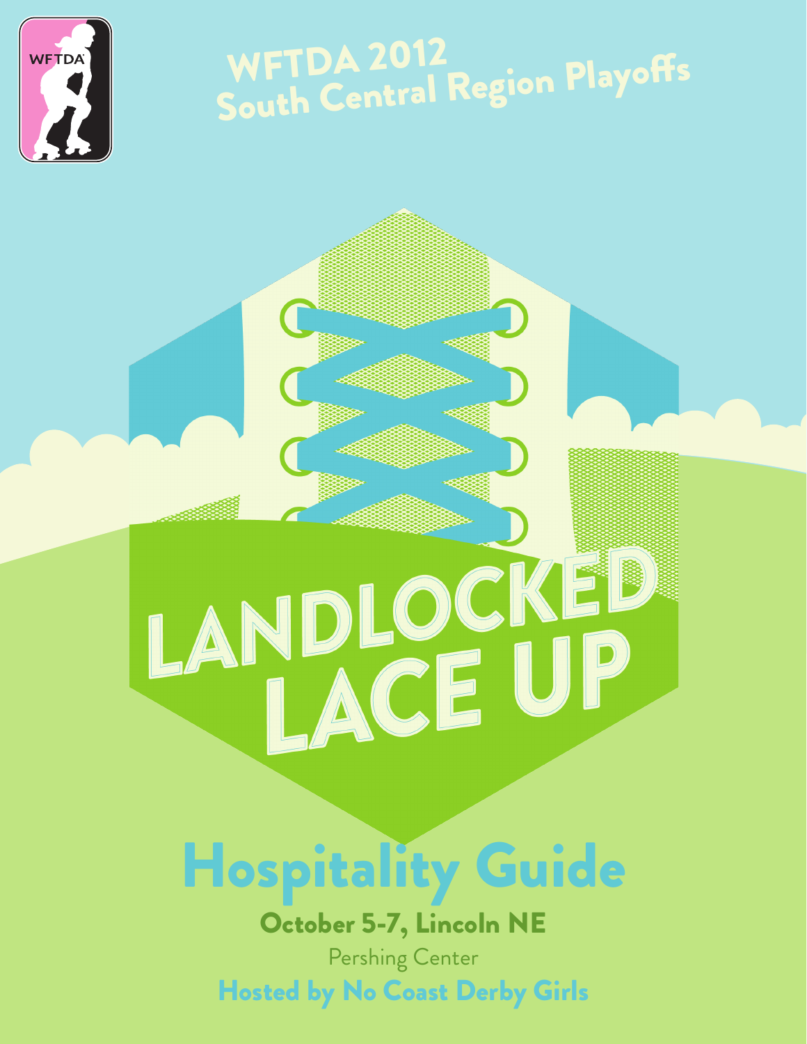WFTDA

# WFTDA 2012 South Central Region Playoffs

# LANDLOCKED LACE UP

## Hospitality Guide

**October 5-7, Lincoln NE**

Pershing Center

**Hosted by No Coast Derby Girls**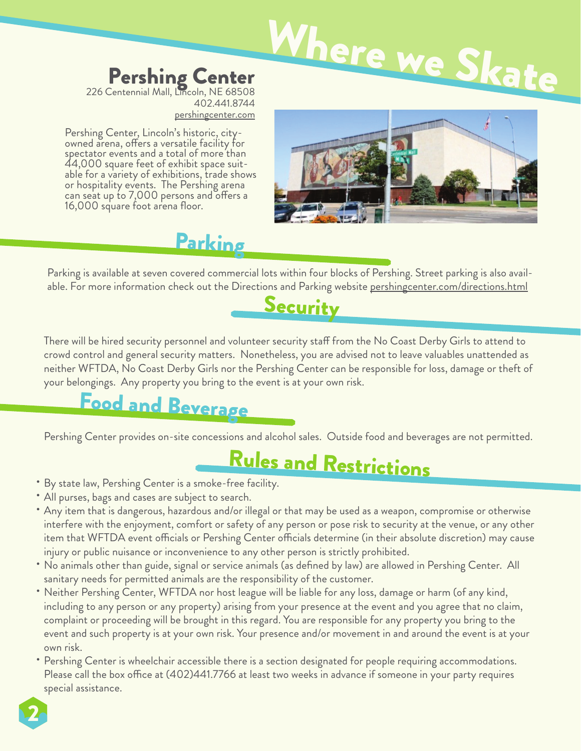# Where we Skate

## Pershing Center

226 Centennial Mall, Lincoln, NE 68508
402.441.8744
pershingcenter.com

Pershing Center, Lincoln's historic, city-owned arena, offers a versatile facility for spectator events and a total of more than 44,000 square feet of exhibit space suitable for a variety of exhibitions, trade shows or hospitality events. The Pershing arena can seat up to 7,000 persons and offers a 16,000 square foot arena floor.

## Parking

Parking is available at seven covered commercial lots within four blocks of Pershing. Street parking is also available. For more information check out the Directions and Parking website pershingcenter.com/directions.html

## Security

There will be hired security personnel and volunteer security staff from the No Coast Derby Girls to attend to crowd control and general security matters. Nonetheless, you are advised not to leave valuables unattended as neither WFTDA, No Coast Derby Girls nor the Pershing Center can be responsible for loss, damage or theft of your belongings. Any property you bring to the event is at your own risk.

## Food and Beverage

Pershing Center provides on-site concessions and alcohol sales. Outside food and beverages are not permitted.

## Rules and Restrictions

- By state law, Pershing Center is a smoke-free facility.
- All purses, bags and cases are subject to search.
- Any item that is dangerous, hazardous and/or illegal or that may be used as a weapon, compromise or otherwise interfere with the enjoyment, comfort or safety of any person or pose risk to security at the venue, or any other item that WFTDA event officials or Pershing Center officials determine (in their absolute discretion) may cause injury or public nuisance or inconvenience to any other person is strictly prohibited.
- No animals other than guide, signal or service animals (as defined by law) are allowed in Pershing Center. All sanitary needs for permitted animals are the responsibility of the customer.
- Neither Pershing Center, WFTDA nor host league will be liable for any loss, damage or harm (of any kind, including to any person or any property) arising from your presence at the event and you agree that no claim, complaint or proceeding will be brought in this regard. You are responsible for any property you bring to the event and such property is at your own risk. Your presence and/or movement in and around the event is at your own risk.
- Pershing Center is wheelchair accessible there is a section designated for people requiring accommodations. Please call the box office at (402)441.7766 at least two weeks in advance if someone in your party requires special assistance.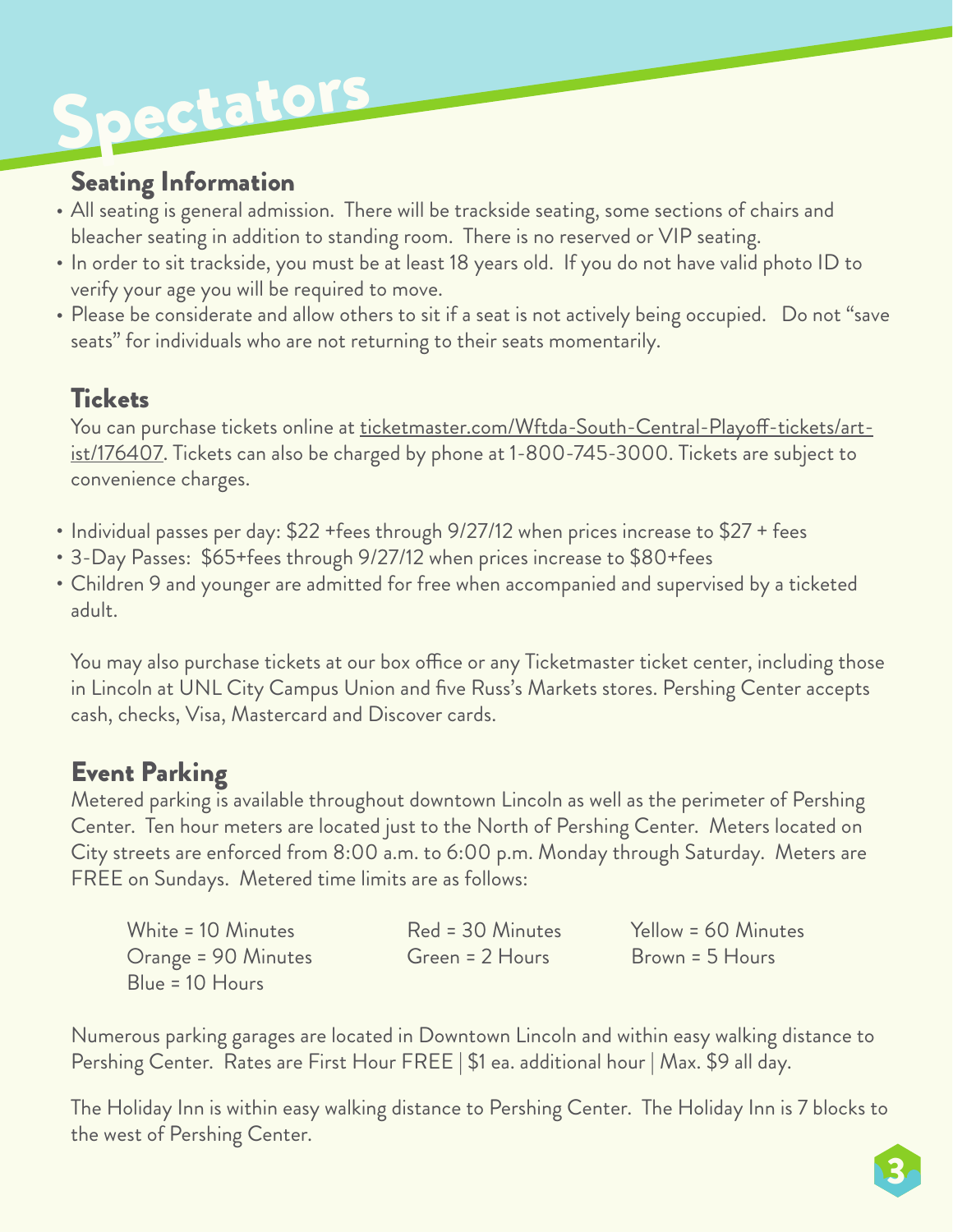# Spectators

## Seating Information

- All seating is general admission. There will be trackside seating, some sections of chairs and bleacher seating in addition to standing room. There is no reserved or VIP seating.
- In order to sit trackside, you must be at least 18 years old. If you do not have valid photo ID to verify your age you will be required to move.
- Please be considerate and allow others to sit if a seat is not actively being occupied. Do not "save seats" for individuals who are not returning to their seats momentarily.

## Tickets

You can purchase tickets online at ticketmaster.com/Wftda-South-Central-Playoff-tickets/artist/176407. Tickets can also be charged by phone at 1-800-745-3000. Tickets are subject to convenience charges.

- Individual passes per day: $22 +fees through 9/27/12 when prices increase to $27 + fees
- 3-Day Passes: $65+fees through 9/27/12 when prices increase to $80+fees
- Children 9 and younger are admitted for free when accompanied and supervised by a ticketed adult.

You may also purchase tickets at our box office or any Ticketmaster ticket center, including those in Lincoln at UNL City Campus Union and five Russ's Markets stores. Pershing Center accepts cash, checks, Visa, Mastercard and Discover cards.

## Event Parking

Metered parking is available throughout downtown Lincoln as well as the perimeter of Pershing Center. Ten hour meters are located just to the North of Pershing Center. Meters located on City streets are enforced from 8:00 a.m. to 6:00 p.m. Monday through Saturday. Meters are FREE on Sundays. Metered time limits are as follows:

White = 10 Minutes
Red = 30 Minutes
Yellow = 60 Minutes
Orange = 90 Minutes
Green = 2 Hours
Brown = 5 Hours
Blue = 10 Hours

Numerous parking garages are located in Downtown Lincoln and within easy walking distance to Pershing Center. Rates are First Hour FREE | $1 ea. additional hour | Max. $9 all day.

The Holiday Inn is within easy walking distance to Pershing Center. The Holiday Inn is 7 blocks to the west of Pershing Center.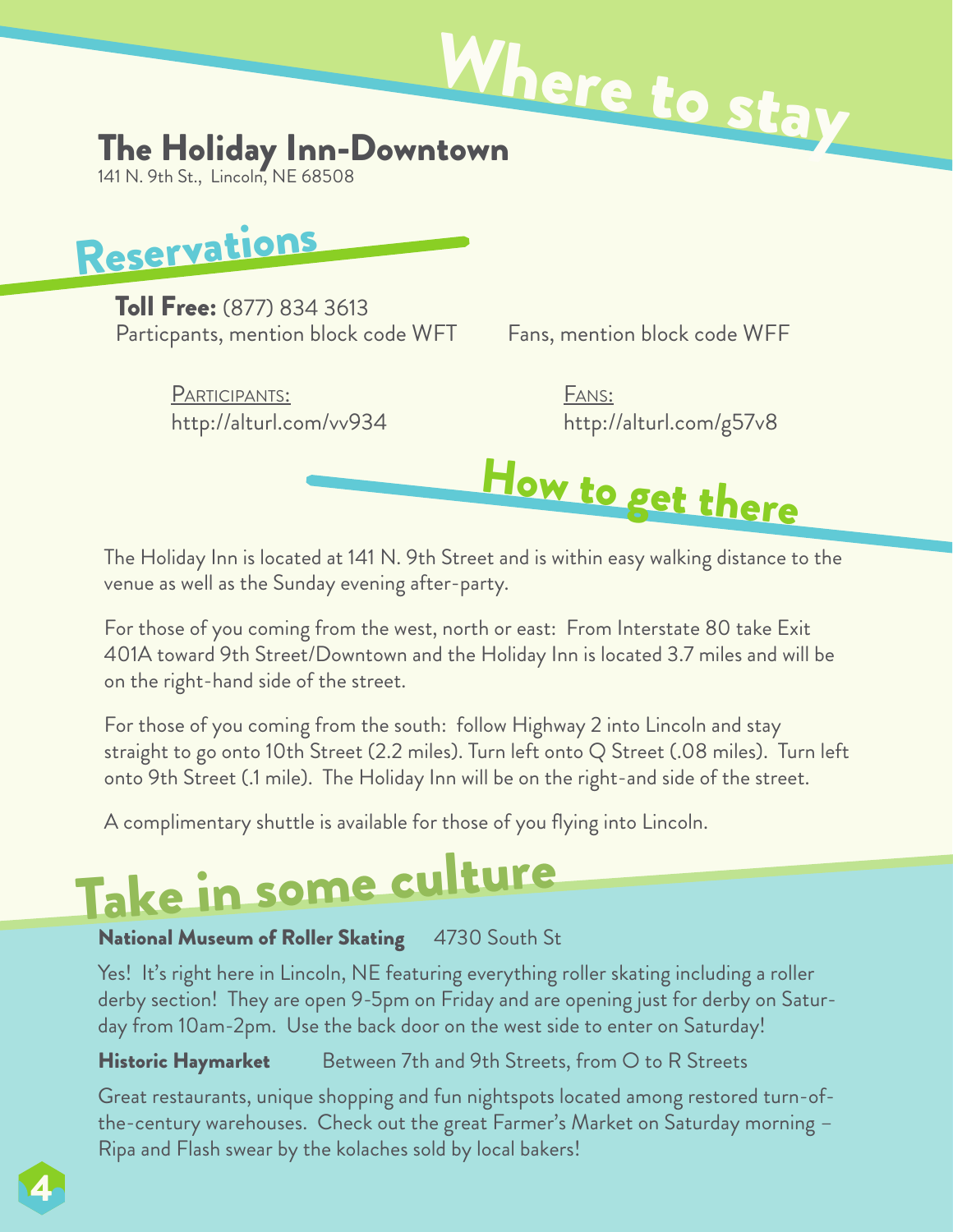# Where to stay

## The Holiday Inn-Downtown

141 N. 9th St., Lincoln, NE 68508

## Reservations

**Toll Free:** (877) 834 3613

Particpants, mention block code WFT

Fans, mention block code WFF

PARTICIPANTS:
http://alturl.com/vv934

FANS:
http://alturl.com/g57v8

## How to get there

The Holiday Inn is located at 141 N. 9th Street and is within easy walking distance to the venue as well as the Sunday evening after-party.

For those of you coming from the west, north or east: From Interstate 80 take Exit 401A toward 9th Street/Downtown and the Holiday Inn is located 3.7 miles and will be on the right-hand side of the street.

For those of you coming from the south: follow Highway 2 into Lincoln and stay straight to go onto 10th Street (2.2 miles). Turn left onto Q Street (.08 miles). Turn left onto 9th Street (.1 mile). The Holiday Inn will be on the right-and side of the street.

A complimentary shuttle is available for those of you flying into Lincoln.

# Take in some culture

**National Museum of Roller Skating** 4730 South St

Yes! It's right here in Lincoln, NE featuring everything roller skating including a roller derby section! They are open 9-5pm on Friday and are opening just for derby on Saturday from 10am-2pm. Use the back door on the west side to enter on Saturday!

**Historic Haymarket** Between 7th and 9th Streets, from O to R Streets

Great restaurants, unique shopping and fun nightspots located among restored turn-of-the-century warehouses. Check out the great Farmer's Market on Saturday morning – Ripa and Flash swear by the kolaches sold by local bakers!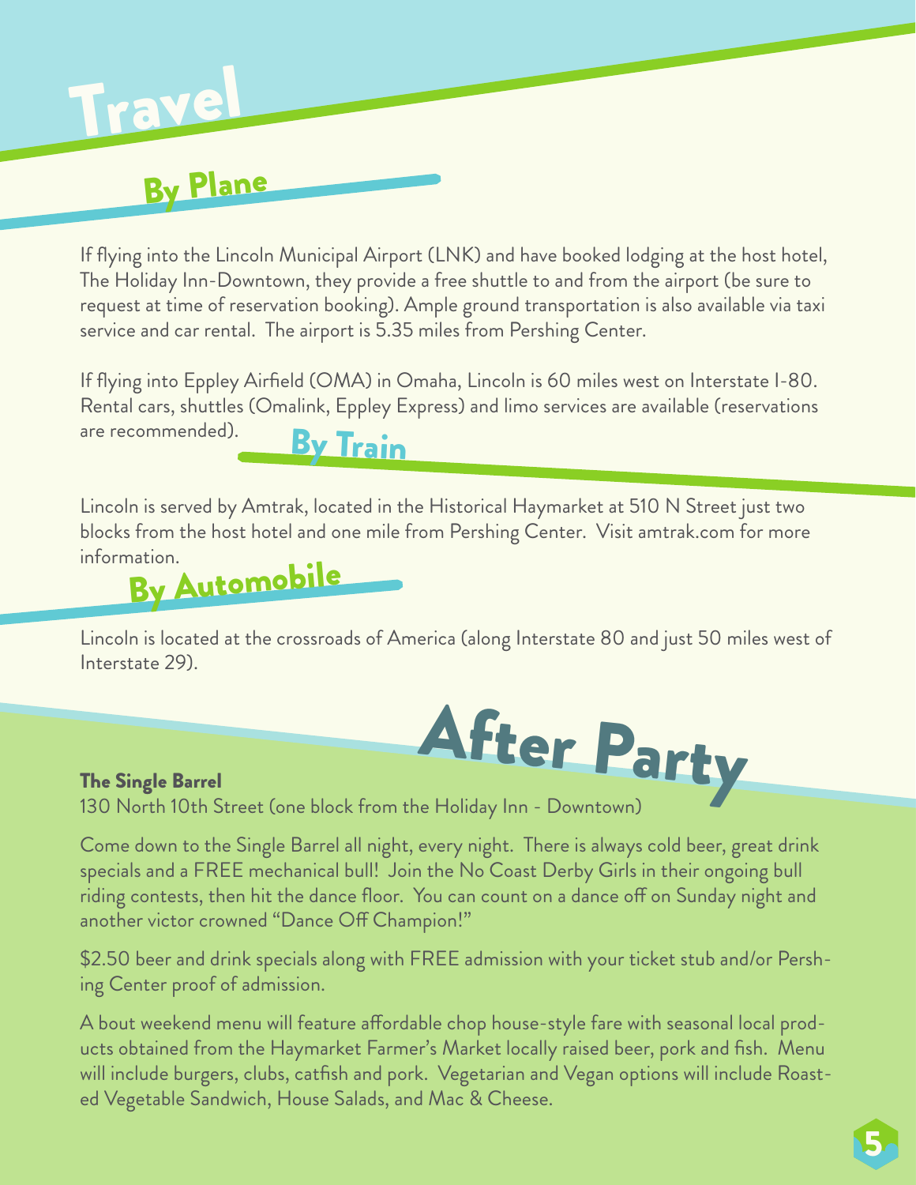# Travel

## By Plane

If flying into the Lincoln Municipal Airport (LNK) and have booked lodging at the host hotel, The Holiday Inn-Downtown, they provide a free shuttle to and from the airport (be sure to request at time of reservation booking). Ample ground transportation is also available via taxi service and car rental. The airport is 5.35 miles from Pershing Center.

If flying into Eppley Airfield (OMA) in Omaha, Lincoln is 60 miles west on Interstate I-80. Rental cars, shuttles (Omalink, Eppley Express) and limo services are available (reservations are recommended).

## By Train

Lincoln is served by Amtrak, located in the Historical Haymarket at 510 N Street just two blocks from the host hotel and one mile from Pershing Center. Visit amtrak.com for more information.

## By Automobile

Lincoln is located at the crossroads of America (along Interstate 80 and just 50 miles west of Interstate 29).

# After Party

**The Single Barrel**
130 North 10th Street (one block from the Holiday Inn - Downtown)

Come down to the Single Barrel all night, every night. There is always cold beer, great drink specials and a FREE mechanical bull! Join the No Coast Derby Girls in their ongoing bull riding contests, then hit the dance floor. You can count on a dance off on Sunday night and another victor crowned "Dance Off Champion!"

$2.50 beer and drink specials along with FREE admission with your ticket stub and/or Pershing Center proof of admission.

A bout weekend menu will feature affordable chop house-style fare with seasonal local products obtained from the Haymarket Farmer's Market locally raised beer, pork and fish. Menu will include burgers, clubs, catfish and pork. Vegetarian and Vegan options will include Roasted Vegetable Sandwich, House Salads, and Mac & Cheese.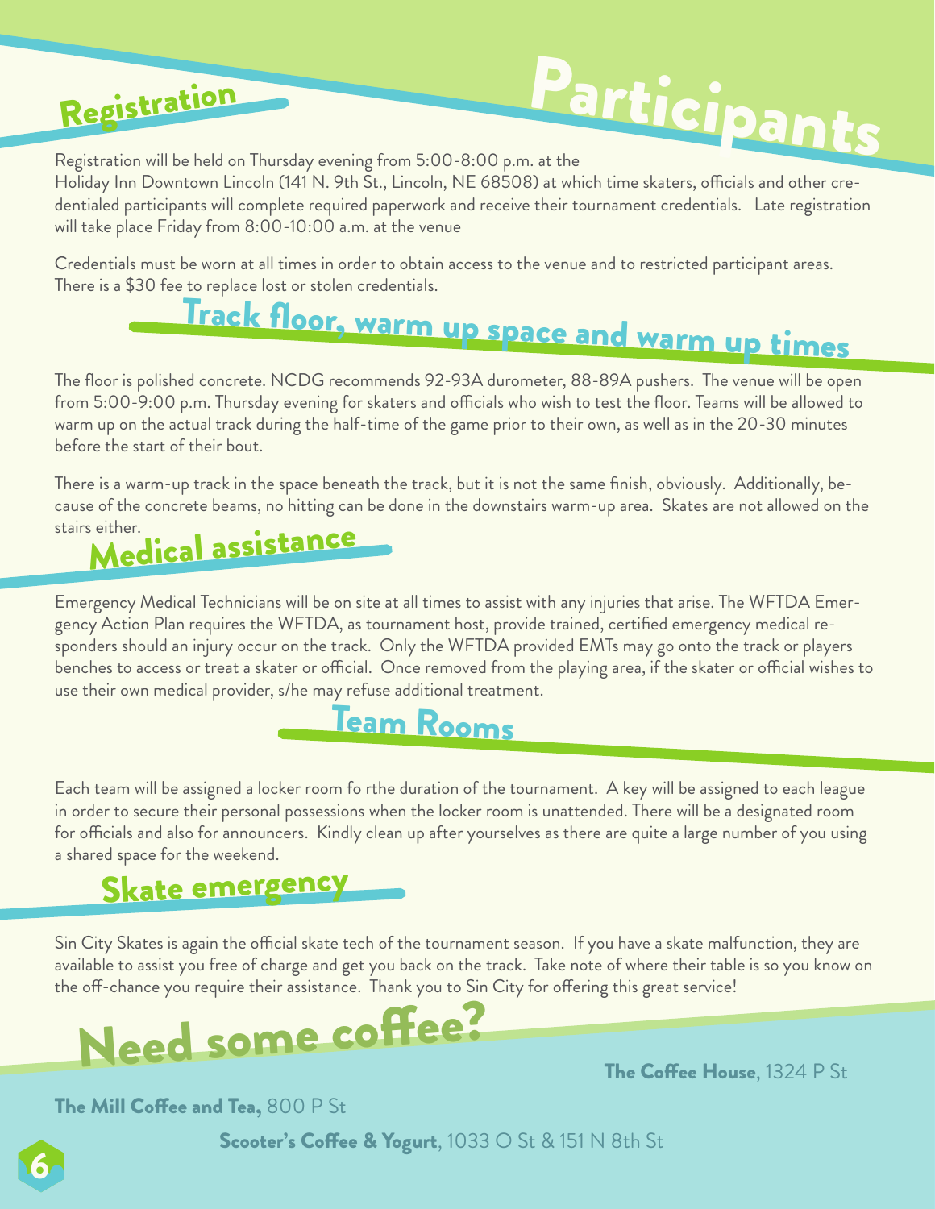# Participants

## Registration

Registration will be held on Thursday evening from 5:00-8:00 p.m. at the Holiday Inn Downtown Lincoln (141 N. 9th St., Lincoln, NE 68508) at which time skaters, officials and other credentialed participants will complete required paperwork and receive their tournament credentials. Late registration will take place Friday from 8:00-10:00 a.m. at the venue

Credentials must be worn at all times in order to obtain access to the venue and to restricted participant areas. There is a $30 fee to replace lost or stolen credentials.

## Track floor, warm up space and warm up times

The floor is polished concrete. NCDG recommends 92-93A durometer, 88-89A pushers. The venue will be open from 5:00-9:00 p.m. Thursday evening for skaters and officials who wish to test the floor. Teams will be allowed to warm up on the actual track during the half-time of the game prior to their own, as well as in the 20-30 minutes before the start of their bout.

There is a warm-up track in the space beneath the track, but it is not the same finish, obviously. Additionally, because of the concrete beams, no hitting can be done in the downstairs warm-up area. Skates are not allowed on the stairs either.

## Medical assistance

Emergency Medical Technicians will be on site at all times to assist with any injuries that arise. The WFTDA Emergency Action Plan requires the WFTDA, as tournament host, provide trained, certified emergency medical responders should an injury occur on the track. Only the WFTDA provided EMTs may go onto the track or players benches to access or treat a skater or official. Once removed from the playing area, if the skater or official wishes to use their own medical provider, s/he may refuse additional treatment.

## Team Rooms

Each team will be assigned a locker room fo rthe duration of the tournament. A key will be assigned to each league in order to secure their personal possessions when the locker room is unattended. There will be a designated room for officials and also for announcers. Kindly clean up after yourselves as there are quite a large number of you using a shared space for the weekend.

## Skate emergency

Sin City Skates is again the official skate tech of the tournament season. If you have a skate malfunction, they are available to assist you free of charge and get you back on the track. Take note of where their table is so you know on the off-chance you require their assistance. Thank you to Sin City for offering this great service!

## Need some coffee?

**The Coffee House**, 1324 P St

**The Mill Coffee and Tea,** 800 P St

**Scooter's Coffee & Yogurt**, 1033 O St & 151 N 8th St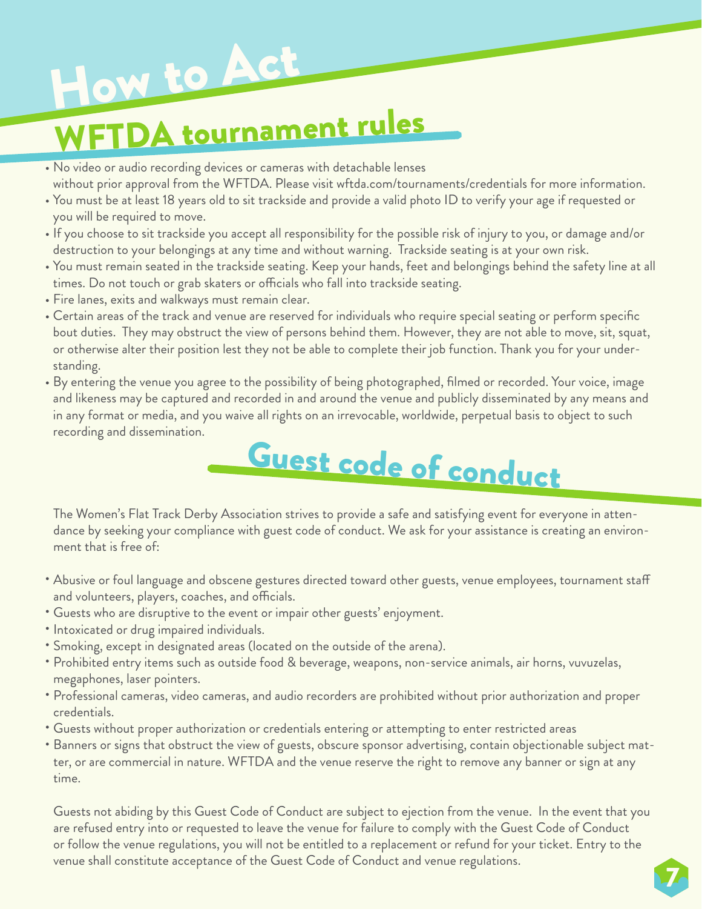# How to Act

## WFTDA tournament rules

- No video or audio recording devices or cameras with detachable lenses without prior approval from the WFTDA. Please visit wftda.com/tournaments/credentials for more information.
- You must be at least 18 years old to sit trackside and provide a valid photo ID to verify your age if requested or you will be required to move.
- If you choose to sit trackside you accept all responsibility for the possible risk of injury to you, or damage and/or destruction to your belongings at any time and without warning. Trackside seating is at your own risk.
- You must remain seated in the trackside seating. Keep your hands, feet and belongings behind the safety line at all times. Do not touch or grab skaters or officials who fall into trackside seating.
- Fire lanes, exits and walkways must remain clear.
- Certain areas of the track and venue are reserved for individuals who require special seating or perform specific bout duties. They may obstruct the view of persons behind them. However, they are not able to move, sit, squat, or otherwise alter their position lest they not be able to complete their job function. Thank you for your understanding.
- By entering the venue you agree to the possibility of being photographed, filmed or recorded. Your voice, image and likeness may be captured and recorded in and around the venue and publicly disseminated by any means and in any format or media, and you waive all rights on an irrevocable, worldwide, perpetual basis to object to such recording and dissemination.

## Guest code of conduct

The Women's Flat Track Derby Association strives to provide a safe and satisfying event for everyone in attendance by seeking your compliance with guest code of conduct. We ask for your assistance is creating an environment that is free of:

- Abusive or foul language and obscene gestures directed toward other guests, venue employees, tournament staff and volunteers, players, coaches, and officials.
- Guests who are disruptive to the event or impair other guests' enjoyment.
- Intoxicated or drug impaired individuals.
- Smoking, except in designated areas (located on the outside of the arena).
- Prohibited entry items such as outside food & beverage, weapons, non-service animals, air horns, vuvuzelas, megaphones, laser pointers.
- Professional cameras, video cameras, and audio recorders are prohibited without prior authorization and proper credentials.
- Guests without proper authorization or credentials entering or attempting to enter restricted areas
- Banners or signs that obstruct the view of guests, obscure sponsor advertising, contain objectionable subject matter, or are commercial in nature. WFTDA and the venue reserve the right to remove any banner or sign at any time.

Guests not abiding by this Guest Code of Conduct are subject to ejection from the venue. In the event that you are refused entry into or requested to leave the venue for failure to comply with the Guest Code of Conduct or follow the venue regulations, you will not be entitled to a replacement or refund for your ticket. Entry to the venue shall constitute acceptance of the Guest Code of Conduct and venue regulations.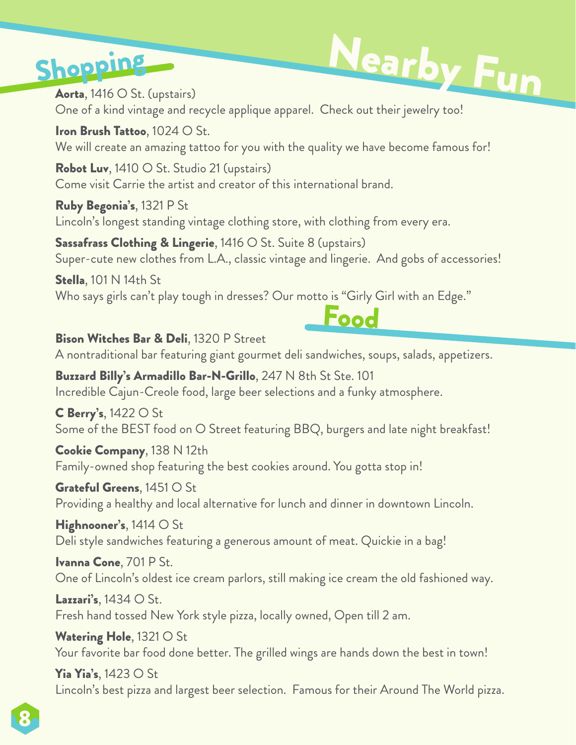# Nearby Fun

## Shopping

**Aorta**, 1416 O St. (upstairs)
One of a kind vintage and recycle applique apparel.  Check out their jewelry too!

**Iron Brush Tattoo**, 1024 O St.
We will create an amazing tattoo for you with the quality we have become famous for!

**Robot Luv**, 1410 O St. Studio 21 (upstairs)
Come visit Carrie the artist and creator of this international brand.

**Ruby Begonia's**, 1321 P St
Lincoln's longest standing vintage clothing store, with clothing from every era.

**Sassafrass Clothing & Lingerie**, 1416 O St. Suite 8 (upstairs)
Super-cute new clothes from L.A., classic vintage and lingerie.  And gobs of accessories!

**Stella**, 101 N 14th St
Who says girls can't play tough in dresses? Our motto is "Girly Girl with an Edge."

## Food

**Bison Witches Bar & Deli**, 1320 P Street
A nontraditional bar featuring giant gourmet deli sandwiches, soups, salads, appetizers.

**Buzzard Billy's Armadillo Bar-N-Grillo**, 247 N 8th St Ste. 101
Incredible Cajun-Creole food, large beer selections and a funky atmosphere.

**C Berry's**, 1422 O St
Some of the BEST food on O Street featuring BBQ, burgers and late night breakfast!

**Cookie Company**, 138 N 12th
Family-owned shop featuring the best cookies around. You gotta stop in!

**Grateful Greens**, 1451 O St
Providing a healthy and local alternative for lunch and dinner in downtown Lincoln.

**Highnooner's**, 1414 O St
Deli style sandwiches featuring a generous amount of meat. Quickie in a bag!

**Ivanna Cone**, 701 P St.
One of Lincoln's oldest ice cream parlors, still making ice cream the old fashioned way.

**Lazzari's**, 1434 O St.
Fresh hand tossed New York style pizza, locally owned, Open till 2 am.

**Watering Hole**, 1321 O St
Your favorite bar food done better. The grilled wings are hands down the best in town!

**Yia Yia's**, 1423 O St
Lincoln's best pizza and largest beer selection.  Famous for their Around The World pizza.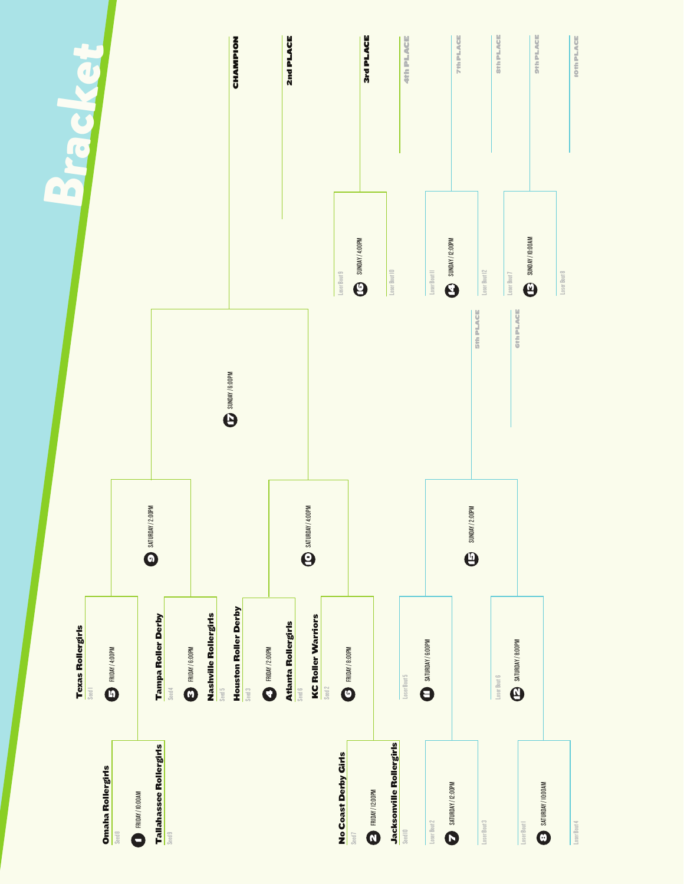# Bracket

| Bout | Day / Time | Matchup |
|---|---|---|
| 1 | FRIDAY / 10:00AM | Omaha Rollergirls (Seed 8) vs. Tallahassee Rollergirls (Seed 9) |
| 2 | FRIDAY / 12:00PM | No Coast Derby Girls (Seed 7) vs. Jacksonville Rollergirls (Seed 10) |
| 3 | FRIDAY / 6:00PM | Tampa Roller Derby (Seed 4) vs. Nashville Rollergirls (Seed 5) |
| 4 | FRIDAY / 2:00PM | Houston Roller Derby (Seed 3) vs. Atlanta Rollergirls (Seed 6) |
| 5 | FRIDAY / 4:00PM | Texas Rollergirls (Seed 1) vs. Winner Bout 1 |
| 6 | FRIDAY / 8:00PM | KC Roller Warriors (Seed 2) vs. Winner Bout 2 |
| 7 | SATURDAY / 12:00PM | Loser Bout 2 vs. Loser Bout 3 |
| 8 | SATURDAY / 10:00AM | Loser Bout 1 vs. Loser Bout 4 |
| 9 | SATURDAY / 2:00PM | Winner Bout 5 vs. Winner Bout 3 |
| 10 | SATURDAY / 4:00PM | Winner Bout 4 vs. Winner Bout 6 |
| 11 | SATURDAY / 6:00PM | Loser Bout 5 vs. Winner Bout 7 |
| 12 | SATURDAY / 8:00PM | Loser Bout 6 vs. Winner Bout 8 |
| 13 | SUNDAY / 10:00AM | Loser Bout 7 vs. Loser Bout 8 — 9th PLACE / 10th PLACE |
| 14 | SUNDAY / 12:00PM | Loser Bout 11 vs. Loser Bout 12 — 7th PLACE / 8th PLACE |
| 15 | SUNDAY / 2:00PM | Winner Bout 11 vs. Winner Bout 12 — 5th PLACE / 6th PLACE |
| 16 | SUNDAY / 4:00PM | Loser Bout 9 vs. Loser Bout 10 — 3rd PLACE / 4th PLACE |
| 17 | SUNDAY / 6:00PM | Winner Bout 9 vs. Winner Bout 10 — CHAMPION / 2nd PLACE |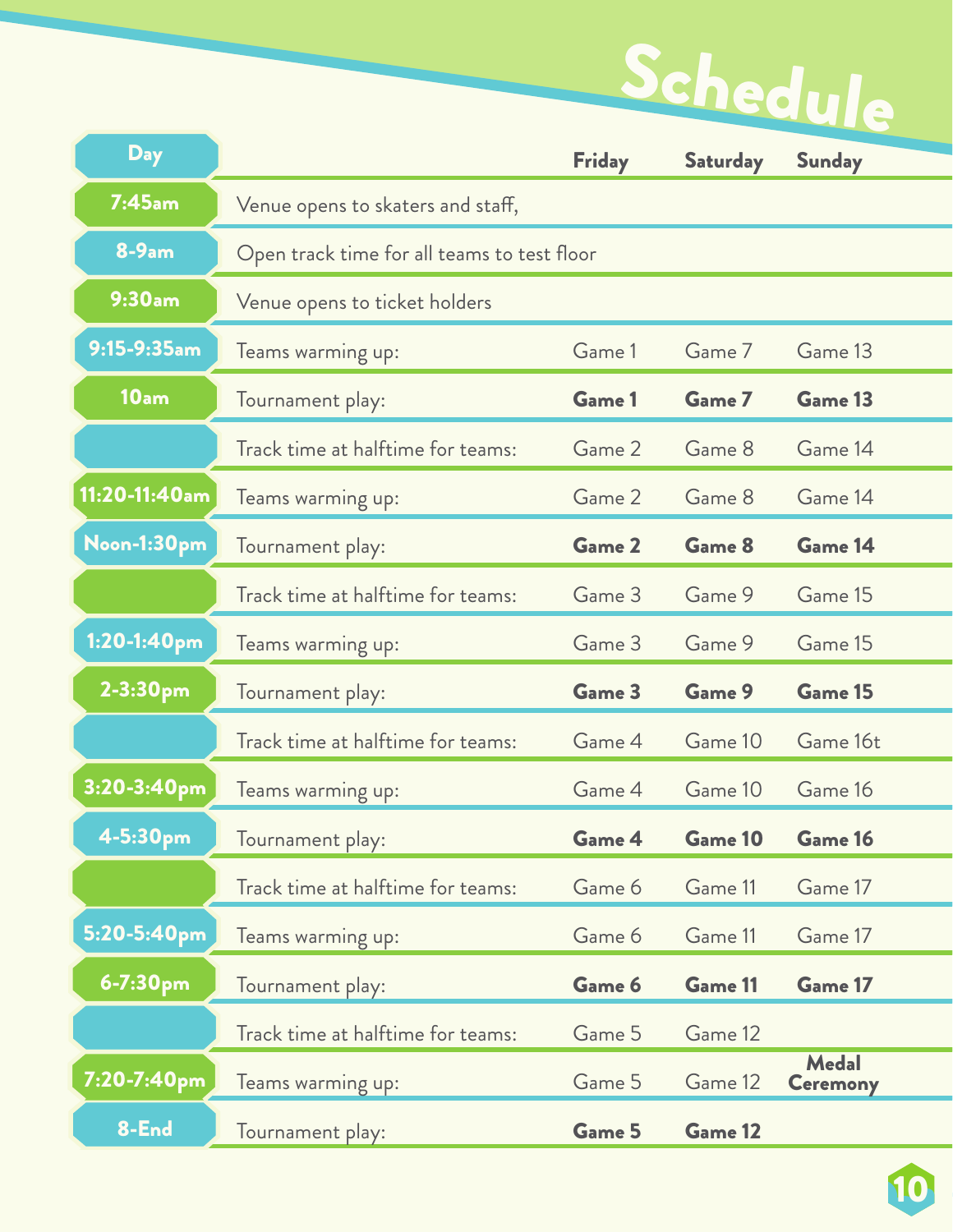# Schedule

| Day | | Friday | Saturday | Sunday |
|---|---|---|---|---|
| 7:45am | Venue opens to skaters and staff, | | | |
| 8-9am | Open track time for all teams to test floor | | | |
| 9:30am | Venue opens to ticket holders | | | |
| 9:15-9:35am | Teams warming up: | Game 1 | Game 7 | Game 13 |
| 10am | Tournament play: | **Game 1** | **Game 7** | **Game 13** |
| | Track time at halftime for teams: | Game 2 | Game 8 | Game 14 |
| 11:20-11:40am | Teams warming up: | Game 2 | Game 8 | Game 14 |
| Noon-1:30pm | Tournament play: | **Game 2** | **Game 8** | **Game 14** |
| | Track time at halftime for teams: | Game 3 | Game 9 | Game 15 |
| 1:20-1:40pm | Teams warming up: | Game 3 | Game 9 | Game 15 |
| 2-3:30pm | Tournament play: | **Game 3** | **Game 9** | **Game 15** |
| | Track time at halftime for teams: | Game 4 | Game 10 | Game 16t |
| 3:20-3:40pm | Teams warming up: | Game 4 | Game 10 | Game 16 |
| 4-5:30pm | Tournament play: | **Game 4** | **Game 10** | **Game 16** |
| | Track time at halftime for teams: | Game 6 | Game 11 | Game 17 |
| 5:20-5:40pm | Teams warming up: | Game 6 | Game 11 | Game 17 |
| 6-7:30pm | Tournament play: | **Game 6** | **Game 11** | **Game 17** |
| | Track time at halftime for teams: | Game 5 | Game 12 | |
| 7:20-7:40pm | Teams warming up: | Game 5 | Game 12 | **Medal Ceremony** |
| 8-End | Tournament play: | **Game 5** | **Game 12** | |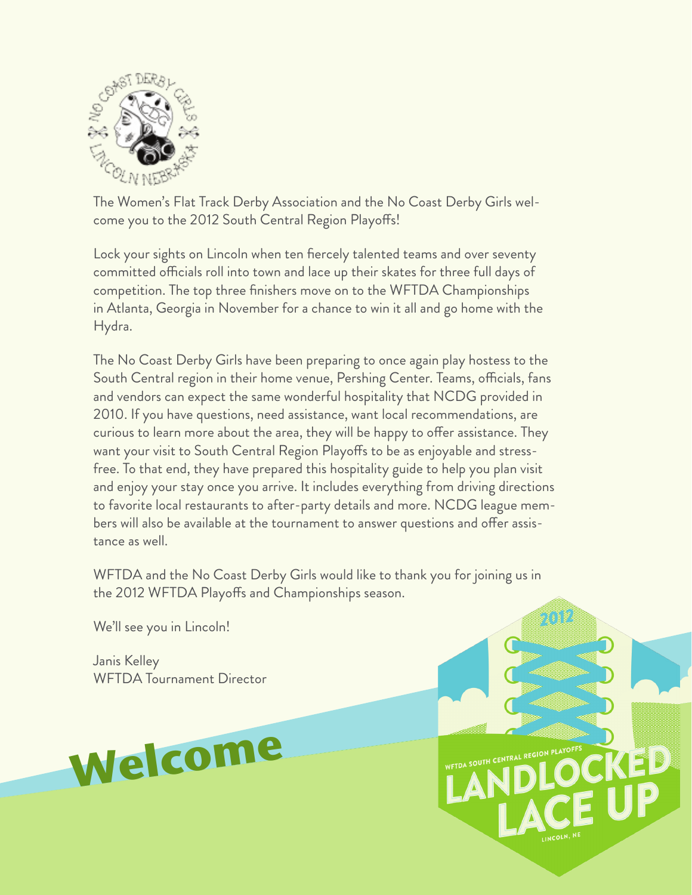The Women's Flat Track Derby Association and the No Coast Derby Girls welcome you to the 2012 South Central Region Playoffs!

Lock your sights on Lincoln when ten fiercely talented teams and over seventy committed officials roll into town and lace up their skates for three full days of competition. The top three finishers move on to the WFTDA Championships in Atlanta, Georgia in November for a chance to win it all and go home with the Hydra.

The No Coast Derby Girls have been preparing to once again play hostess to the South Central region in their home venue, Pershing Center. Teams, officials, fans and vendors can expect the same wonderful hospitality that NCDG provided in 2010. If you have questions, need assistance, want local recommendations, are curious to learn more about the area, they will be happy to offer assistance. They want your visit to South Central Region Playoffs to be as enjoyable and stress-free. To that end, they have prepared this hospitality guide to help you plan visit and enjoy your stay once you arrive. It includes everything from driving directions to favorite local restaurants to after-party details and more. NCDG league members will also be available at the tournament to answer questions and offer assistance as well.

WFTDA and the No Coast Derby Girls would like to thank you for joining us in the 2012 WFTDA Playoffs and Championships season.

We'll see you in Lincoln!

Janis Kelley
WFTDA Tournament Director

# Welcome

2012
WFTDA SOUTH CENTRAL REGION PLAYOFFS
LANDLOCKED LACE UP
LINCOLN, NE